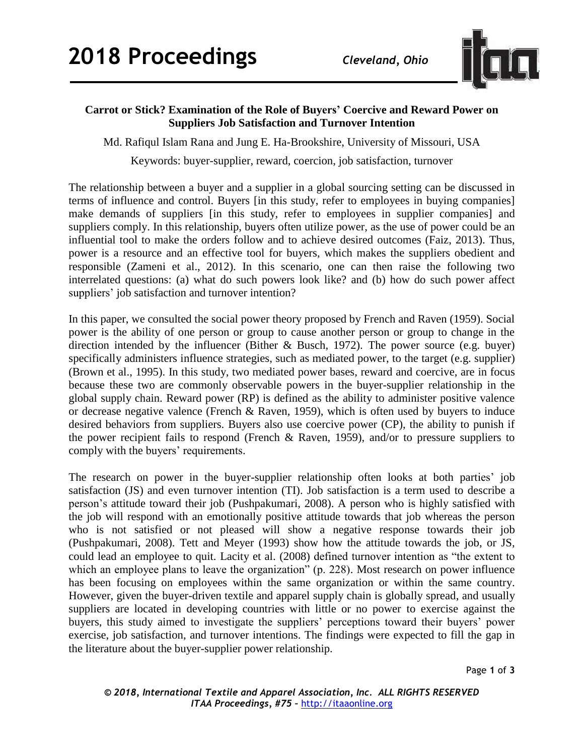# Carrot or Stick? Examination of the Role of Buyers' Coercive and Reward Power on Suppliers Job Satisfaction and Turnover Intention

Md. Rafiqul Islam Rana and Jung E. Ha-Brookshire, University of Missouri, USA

Keywords: buyer-supplier, reward, coercion, job satisfaction, turnover

The relationship between a buyer and a supplier in a global sourcing setting can be discussed in terms of influence and control. Buyers [in this study, refer to employees in buying companies] make demands of suppliers [in this study, refer to employees in supplier companies] and suppliers comply. In this relationship, buyers often utilize power, as the use of power could be an influential tool to make the orders follow and to achieve desired outcomes (Faiz, 2013). Thus, power is a resource and an effective tool for buyers, which makes the suppliers obedient and responsible (Zameni et al., 2012). In this scenario, one can then raise the following two interrelated questions: (a) what do such powers look like? and (b) how do such power affect suppliers' job satisfaction and turnover intention?

In this paper, we consulted the social power theory proposed by French and Raven (1959). Social power is the ability of one person or group to cause another person or group to change in the direction intended by the influencer (Bither & Busch, 1972). The power source (e.g. buyer) specifically administers influence strategies, such as mediated power, to the target (e.g. supplier) (Brown et al., 1995). In this study, two mediated power bases, reward and coercive, are in focus because these two are commonly observable powers in the buyer-supplier relationship in the global supply chain. Reward power (RP) is defined as the ability to administer positive valence or decrease negative valence (French & Raven, 1959), which is often used by buyers to induce desired behaviors from suppliers. Buyers also use coercive power (CP), the ability to punish if the power recipient fails to respond (French & Raven, 1959), and/or to pressure suppliers to comply with the buyers' requirements.

The research on power in the buyer-supplier relationship often looks at both parties' job satisfaction (JS) and even turnover intention (TI). Job satisfaction is a term used to describe a person's attitude toward their job (Pushpakumari, 2008). A person who is highly satisfied with the job will respond with an emotionally positive attitude towards that job whereas the person who is not satisfied or not pleased will show a negative response towards their job (Pushpakumari, 2008). Tett and Meyer (1993) show how the attitude towards the job, or JS, could lead an employee to quit. Lacity et al. (2008) defined turnover intention as "the extent to which an employee plans to leave the organization" (p. 228). Most research on power influence has been focusing on employees within the same organization or within the same country. However, given the buyer-driven textile and apparel supply chain is globally spread, and usually suppliers are located in developing countries with little or no power to exercise against the buyers, this study aimed to investigate the suppliers' perceptions toward their buyers' power exercise, job satisfaction, and turnover intentions. The findings were expected to fill the gap in the literature about the buyer-supplier power relationship.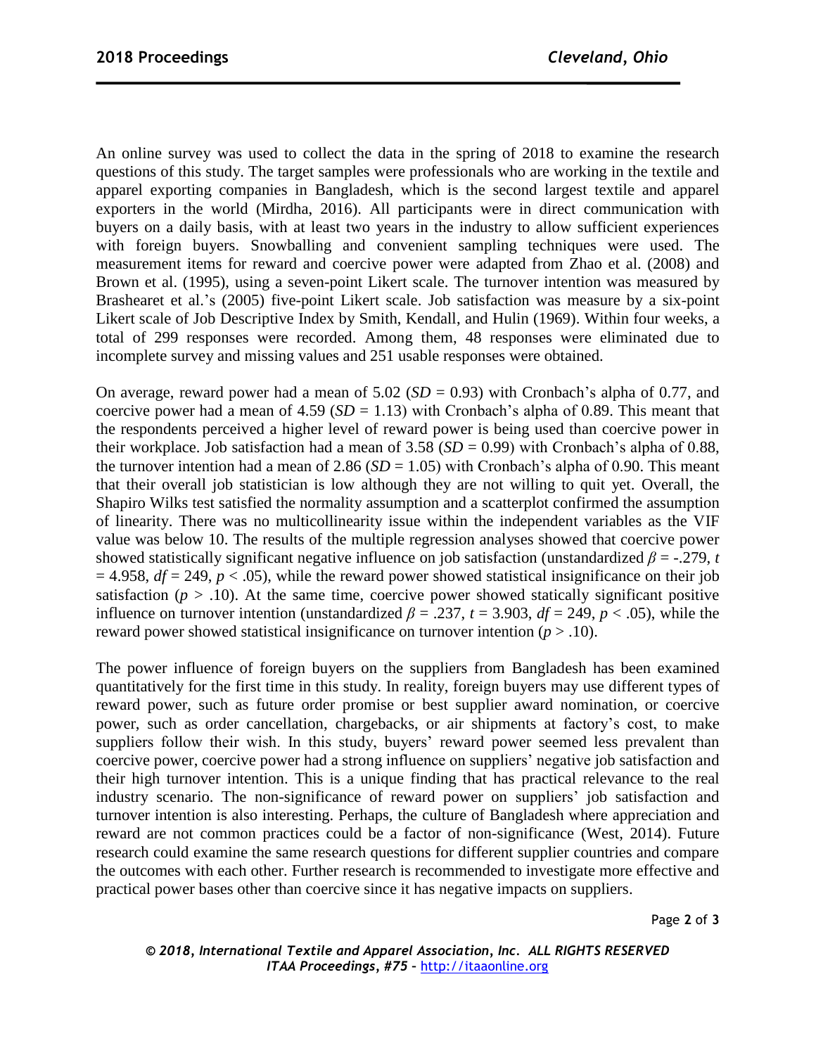An online survey was used to collect the data in the spring of 2018 to examine the research questions of this study. The target samples were professionals who are working in the textile and apparel exporting companies in Bangladesh, which is the second largest textile and apparel exporters in the world (Mirdha, 2016). All participants were in direct communication with buyers on a daily basis, with at least two years in the industry to allow sufficient experiences with foreign buyers. Snowballing and convenient sampling techniques were used. The measurement items for reward and coercive power were adapted from Zhao et al. (2008) and Brown et al. (1995), using a seven-point Likert scale. The turnover intention was measured by Brashearet et al.'s (2005) five-point Likert scale. Job satisfaction was measure by a six-point Likert scale of Job Descriptive Index by Smith, Kendall, and Hulin (1969). Within four weeks, a total of 299 responses were recorded. Among them, 48 responses were eliminated due to incomplete survey and missing values and 251 usable responses were obtained.

On average, reward power had a mean of 5.02 ($SD$ = 0.93) with Cronbach's alpha of 0.77, and coercive power had a mean of 4.59 ($SD$ = 1.13) with Cronbach's alpha of 0.89. This meant that the respondents perceived a higher level of reward power is being used than coercive power in their workplace. Job satisfaction had a mean of 3.58 ($SD$ = 0.99) with Cronbach's alpha of 0.88, the turnover intention had a mean of 2.86 ($SD$ = 1.05) with Cronbach's alpha of 0.90. This meant that their overall job statistician is low although they are not willing to quit yet. Overall, the Shapiro Wilks test satisfied the normality assumption and a scatterplot confirmed the assumption of linearity. There was no multicollinearity issue within the independent variables as the VIF value was below 10. The results of the multiple regression analyses showed that coercive power showed statistically significant negative influence on job satisfaction (unstandardized $\beta = -.279$, $t = 4.958$, $df = 249$, $p < .05$), while the reward power showed statistical insignificance on their job satisfaction ($p > .10$). At the same time, coercive power showed statically significant positive influence on turnover intention (unstandardized $\beta = .237$, $t = 3.903$, $df = 249$, $p < .05$), while the reward power showed statistical insignificance on turnover intention ($p > .10$).

The power influence of foreign buyers on the suppliers from Bangladesh has been examined quantitatively for the first time in this study. In reality, foreign buyers may use different types of reward power, such as future order promise or best supplier award nomination, or coercive power, such as order cancellation, chargebacks, or air shipments at factory's cost, to make suppliers follow their wish. In this study, buyers' reward power seemed less prevalent than coercive power, coercive power had a strong influence on suppliers' negative job satisfaction and their high turnover intention. This is a unique finding that has practical relevance to the real industry scenario. The non-significance of reward power on suppliers' job satisfaction and turnover intention is also interesting. Perhaps, the culture of Bangladesh where appreciation and reward are not common practices could be a factor of non-significance (West, 2014). Future research could examine the same research questions for different supplier countries and compare the outcomes with each other. Further research is recommended to investigate more effective and practical power bases other than coercive since it has negative impacts on suppliers.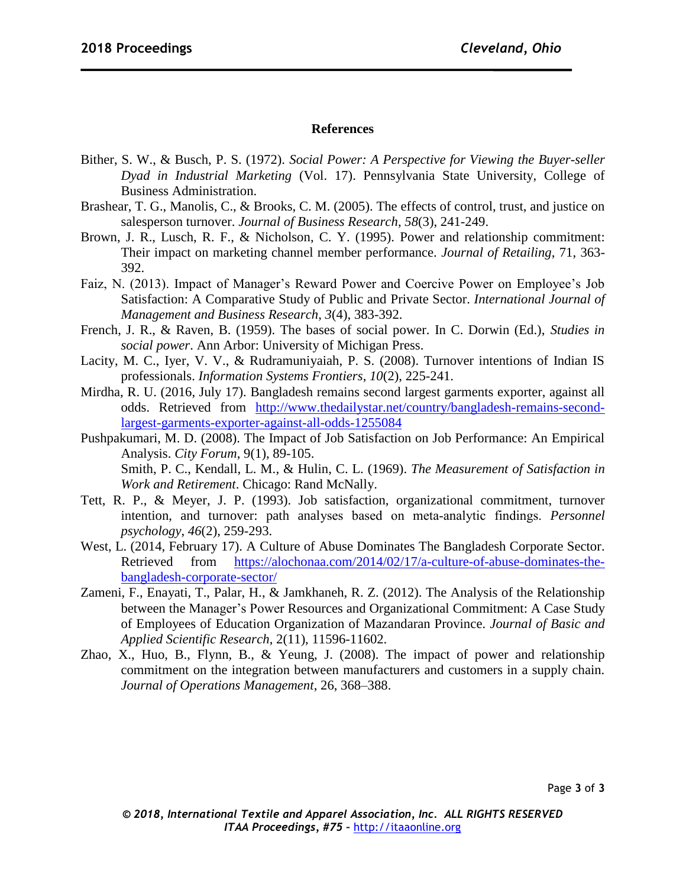## References

Bither, S. W., & Busch, P. S. (1972). *Social Power: A Perspective for Viewing the Buyer-seller Dyad in Industrial Marketing* (Vol. 17). Pennsylvania State University, College of Business Administration.

Brashear, T. G., Manolis, C., & Brooks, C. M. (2005). The effects of control, trust, and justice on salesperson turnover. *Journal of Business Research*, *58*(3), 241-249.

Brown, J. R., Lusch, R. F., & Nicholson, C. Y. (1995). Power and relationship commitment: Their impact on marketing channel member performance. *Journal of Retailing*, 71, 363-392.

Faiz, N. (2013). Impact of Manager's Reward Power and Coercive Power on Employee's Job Satisfaction: A Comparative Study of Public and Private Sector. *International Journal of Management and Business Research*, *3*(4), 383-392.

French, J. R., & Raven, B. (1959). The bases of social power. In C. Dorwin (Ed.), *Studies in social power*. Ann Arbor: University of Michigan Press.

Lacity, M. C., Iyer, V. V., & Rudramuniyaiah, P. S. (2008). Turnover intentions of Indian IS professionals. *Information Systems Frontiers*, *10*(2), 225-241.

Mirdha, R. U. (2016, July 17). Bangladesh remains second largest garments exporter, against all odds. Retrieved from http://www.thedailystar.net/country/bangladesh-remains-second-largest-garments-exporter-against-all-odds-1255084

Pushpakumari, M. D. (2008). The Impact of Job Satisfaction on Job Performance: An Empirical Analysis. *City Forum*, 9(1), 89-105.

Smith, P. C., Kendall, L. M., & Hulin, C. L. (1969). *The Measurement of Satisfaction in Work and Retirement*. Chicago: Rand McNally.

Tett, R. P., & Meyer, J. P. (1993). Job satisfaction, organizational commitment, turnover intention, and turnover: path analyses based on meta-analytic findings. *Personnel psychology*, *46*(2), 259-293.

West, L. (2014, February 17). A Culture of Abuse Dominates The Bangladesh Corporate Sector. Retrieved from https://alochonaa.com/2014/02/17/a-culture-of-abuse-dominates-the-bangladesh-corporate-sector/

Zameni, F., Enayati, T., Palar, H., & Jamkhaneh, R. Z. (2012). The Analysis of the Relationship between the Manager's Power Resources and Organizational Commitment: A Case Study of Employees of Education Organization of Mazandaran Province. *Journal of Basic and Applied Scientific Research*, 2(11), 11596-11602.

Zhao, X., Huo, B., Flynn, B., & Yeung, J. (2008). The impact of power and relationship commitment on the integration between manufacturers and customers in a supply chain. *Journal of Operations Management*, 26, 368–388.